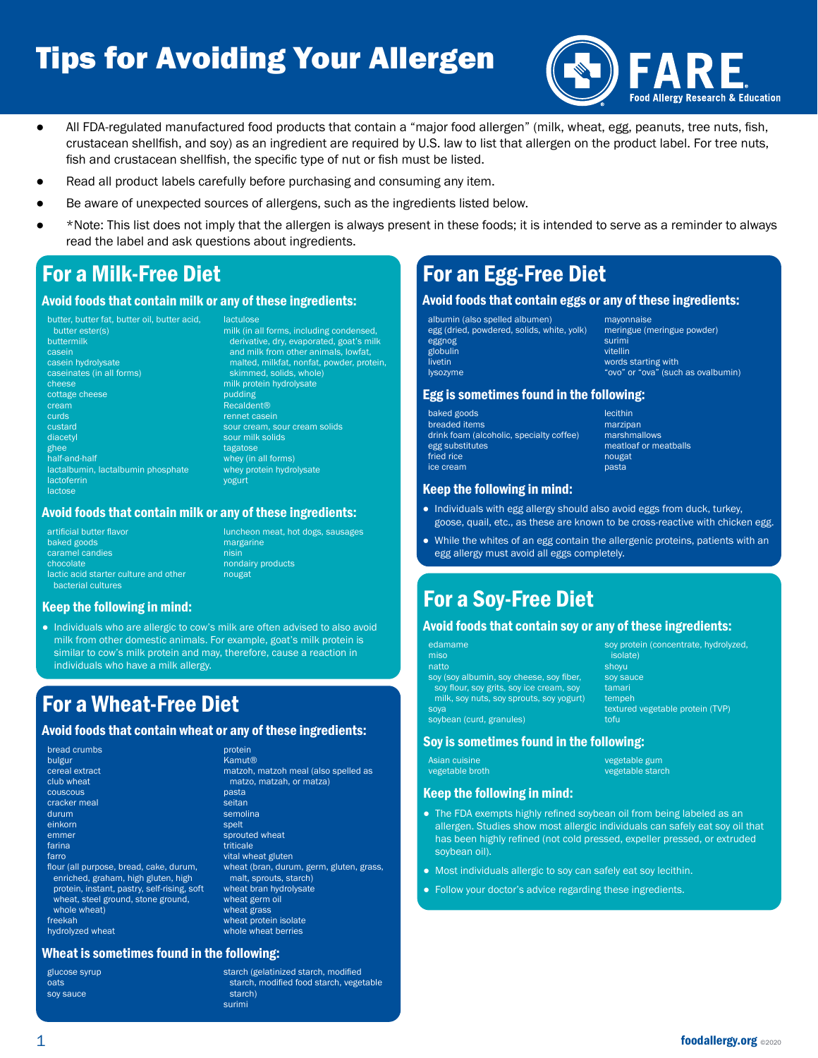# Tips for Avoiding Your Allergen

FARE Food Allergy Research & Education

- All FDA-regulated manufactured food products that contain a "major food allergen" (milk, wheat, egg, peanuts, tree nuts, fish, crustacean shellfish, and soy) as an ingredient are required by U.S. law to list that allergen on the product label. For tree nuts, fish and crustacean shellfish, the specific type of nut or fish must be listed.
- Read all product labels carefully before purchasing and consuming any item.
- Be aware of unexpected sources of allergens, such as the ingredients listed below.
- *Note: This list does not imply that the allergen is always present in these foods; it is intended to serve as a reminder to always read the label and ask questions about ingredients.

## For a Milk-Free Diet

### Avoid foods that contain milk or any of these ingredients:

- butter, butter fat, butter oil, butter acid, butter ester(s)
- buttermilk
- casein
- casein hydrolysate
- caseinates (in all forms)
- cheese
- cottage cheese
- cream
- curds
- custard
- diacetyl
- ghee
- half-and-half
- lactalbumin, lactalbumin phosphate
- lactoferrin
- lactose
- lactulose
- milk (in all forms, including condensed, derivative, dry, evaporated, goat's milk and milk from other animals, lowfat, malted, milkfat, nonfat, powder, protein, skimmed, solids, whole)
- milk protein hydrolysate
- pudding
- Recaldent®
- rennet casein
- sour cream, sour cream solids
- sour milk solids
- tagatose
- whey (in all forms)
- whey protein hydrolysate
- yogurt

### Avoid foods that contain milk or any of these ingredients:

- artificial butter flavor
- baked goods
- caramel candies
- chocolate
- lactic acid starter culture and other bacterial cultures
- luncheon meat, hot dogs, sausages
- margarine
- nisin
- nondairy products
- nougat

### Keep the following in mind:

- Individuals who are allergic to cow's milk are often advised to also avoid milk from other domestic animals. For example, goat's milk protein is similar to cow's milk protein and may, therefore, cause a reaction in individuals who have a milk allergy.

## For a Wheat-Free Diet

### Avoid foods that contain wheat or any of these ingredients:

- bread crumbs
- bulgur
- cereal extract
- club wheat
- couscous
- cracker meal
- durum
- einkorn
- emmer
- farina
- farro
- flour (all purpose, bread, cake, durum, enriched, graham, high gluten, high protein, instant, pastry, self-rising, soft wheat, steel ground, stone ground, whole wheat)
- freekah
- hydrolyzed wheat
- protein
- Kamut®
- matzoh, matzoh meal (also spelled as matzo, matzah, or matza)
- pasta
- seitan
- semolina
- spelt
- sprouted wheat
- triticale
- vital wheat gluten
- wheat (bran, durum, germ, gluten, grass, malt, sprouts, starch)
- wheat bran hydrolysate
- wheat germ oil
- wheat grass
- wheat protein isolate
- whole wheat berries

### Wheat is sometimes found in the following:

- glucose syrup
- oats
- soy sauce
- starch (gelatinized starch, modified starch, modified food starch, vegetable starch)
- surimi

## For an Egg-Free Diet

### Avoid foods that contain eggs or any of these ingredients:

- albumin (also spelled albumen)
- egg (dried, powdered, solids, white, yolk)
- eggnog
- globulin
- livetin
- lysozyme
- mayonnaise
- meringue (meringue powder)
- surimi
- vitellin
- words starting with "ovo" or "ova" (such as ovalbumin)

### Egg is sometimes found in the following:

- baked goods
- breaded items
- drink foam (alcoholic, specialty coffee)
- egg substitutes
- fried rice
- ice cream
- lecithin
- marzipan
- marshmallows
- meatloaf or meatballs
- nougat
- pasta

### Keep the following in mind:

- Individuals with egg allergy should also avoid eggs from duck, turkey, goose, quail, etc., as these are known to be cross-reactive with chicken egg.
- While the whites of an egg contain the allergenic proteins, patients with an egg allergy must avoid all eggs completely.

## For a Soy-Free Diet

### Avoid foods that contain soy or any of these ingredients:

- edamame
- miso
- natto
- soy (soy albumin, soy cheese, soy fiber, soy flour, soy grits, soy ice cream, soy milk, soy nuts, soy sprouts, soy yogurt)
- soya
- soybean (curd, granules)
- soy protein (concentrate, hydrolyzed, isolate)
- shoyu
- soy sauce
- tamari
- tempeh
- textured vegetable protein (TVP)
- tofu

### Soy is sometimes found in the following:

- Asian cuisine
- vegetable broth
- vegetable gum
- vegetable starch

### Keep the following in mind:

- The FDA exempts highly refined soybean oil from being labeled as an allergen. Studies show most allergic individuals can safely eat soy oil that has been highly refined (not cold pressed, expeller pressed, or extruded soybean oil).
- Most individuals allergic to soy can safely eat soy lecithin.
- Follow your doctor's advice regarding these ingredients.

foodallergy.org ©2020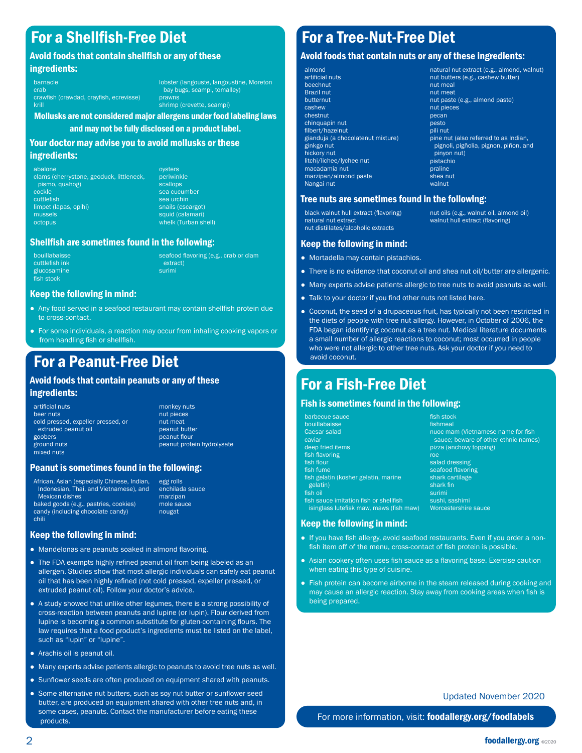## For a Shellfish-Free Diet

### Avoid foods that contain shellfish or any of these ingredients:

- barnacle
- crab
- crawfish (crawdad, crayfish, ecrevisse)
- krill
- lobster (langouste, langoustine, Moreton bay bugs, scampi, tomalley)
- prawns
- shrimp (crevette, scampi)

**Mollusks are not considered major allergens under food labeling laws and may not be fully disclosed on a product label.**

### Your doctor may advise you to avoid mollusks or these ingredients:

- abalone
- clams (cherrystone, geoduck, littleneck, pismo, quahog)
- cockle
- cuttlefish
- limpet (lapas, opihi)
- mussels
- octopus
- oysters
- periwinkle
- scallops
- sea cucumber
- sea urchin
- snails (escargot)
- squid (calamari)
- whelk (Turban shell)

### Shellfish are sometimes found in the following:

- bouillabaisse
- cuttlefish ink
- glucosamine
- fish stock
- seafood flavoring (e.g., crab or clam extract)
- surimi

### Keep the following in mind:

- Any food served in a seafood restaurant may contain shellfish protein due to cross-contact.
- For some individuals, a reaction may occur from inhaling cooking vapors or from handling fish or shellfish.

## For a Peanut-Free Diet

### Avoid foods that contain peanuts or any of these ingredients:

- artificial nuts
- beer nuts
- cold pressed, expeller pressed, or extruded peanut oil
- goobers
- ground nuts
- mixed nuts
- monkey nuts
- nut pieces
- nut meat
- peanut butter
- peanut flour
- peanut protein hydrolysate

### Peanut is sometimes found in the following:

- African, Asian (especially Chinese, Indian, Indonesian, Thai, and Vietnamese), and Mexican dishes
- baked goods (e.g., pastries, cookies)
- candy (including chocolate candy)
- chili
- egg rolls
- enchilada sauce
- marzipan
- mole sauce
- nougat

### Keep the following in mind:

- Mandelonas are peanuts soaked in almond flavoring.
- The FDA exempts highly refined peanut oil from being labeled as an allergen. Studies show that most allergic individuals can safely eat peanut oil that has been highly refined (not cold pressed, expeller pressed, or extruded peanut oil). Follow your doctor's advice.
- A study showed that unlike other legumes, there is a strong possibility of cross-reaction between peanuts and lupine (or lupin). Flour derived from lupine is becoming a common substitute for gluten-containing flours. The law requires that a food product's ingredients must be listed on the label, such as "lupin" or "lupine".
- Arachis oil is peanut oil.
- Many experts advise patients allergic to peanuts to avoid tree nuts as well.
- Sunflower seeds are often produced on equipment shared with peanuts.
- Some alternative nut butters, such as soy nut butter or sunflower seed butter, are produced on equipment shared with other tree nuts and, in some cases, peanuts. Contact the manufacturer before eating these products.

## For a Tree-Nut-Free Diet

### Avoid foods that contain nuts or any of these ingredients:

- almond
- artificial nuts
- beechnut
- Brazil nut
- butternut
- cashew
- chestnut
- chinquapin nut
- filbert/hazelnut
- gianduja (a chocolatenut mixture)
- ginkgo nut
- hickory nut
- litchi/lichee/lychee nut
- macadamia nut
- marzipan/almond paste
- Nangai nut
- natural nut extract (e.g., almond, walnut)
- nut butters (e.g., cashew butter)
- nut meal
- nut meat
- nut paste (e.g., almond paste)
- nut pieces
- pecan
- pesto
- pili nut
- pine nut (also referred to as Indian, pignoli, pigñolia, pignon, piñon, and pinyon nut)
- pistachio
- praline
- shea nut
- walnut

### Tree nuts are sometimes found in the following:

- black walnut hull extract (flavoring)
- natural nut extract
- nut distillates/alcoholic extracts
- nut oils (e.g., walnut oil, almond oil)
- walnut hull extract (flavoring)

### Keep the following in mind:

- Mortadella may contain pistachios.
- There is no evidence that coconut oil and shea nut oil/butter are allergenic.
- Many experts advise patients allergic to tree nuts to avoid peanuts as well.
- Talk to your doctor if you find other nuts not listed here.
- Coconut, the seed of a drupaceous fruit, has typically not been restricted in the diets of people with tree nut allergy. However, in October of 2006, the FDA began identifying coconut as a tree nut. Medical literature documents a small number of allergic reactions to coconut; most occurred in people who were not allergic to other tree nuts. Ask your doctor if you need to avoid coconut.

## For a Fish-Free Diet

### Fish is sometimes found in the following:

- barbecue sauce
- bouillabaisse
- Caesar salad
- caviar
- deep fried items
- fish flavoring
- fish flour
- fish fume
- fish gelatin (kosher gelatin, marine gelatin)
- fish oil
- fish sauce imitation fish or shellfish isinglass lutefisk maw, maws (fish maw)
- fish stock
- fishmeal
- nuoc mam (Vietnamese name for fish sauce; beware of other ethnic names)
- pizza (anchovy topping)
- roe
- salad dressing
- seafood flavoring
- shark cartilage
- shark fin
- surimi
- sushi, sashimi
- Worcestershire sauce

### Keep the following in mind:

- If you have fish allergy, avoid seafood restaurants. Even if you order a non-fish item off of the menu, cross-contact of fish protein is possible.
- Asian cookery often uses fish sauce as a flavoring base. Exercise caution when eating this type of cuisine.
- Fish protein can become airborne in the steam released during cooking and may cause an allergic reaction. Stay away from cooking areas when fish is being prepared.

Updated November 2020

For more information, visit: **foodallergy.org/foodlabels**

**foodallergy.org** ©2020